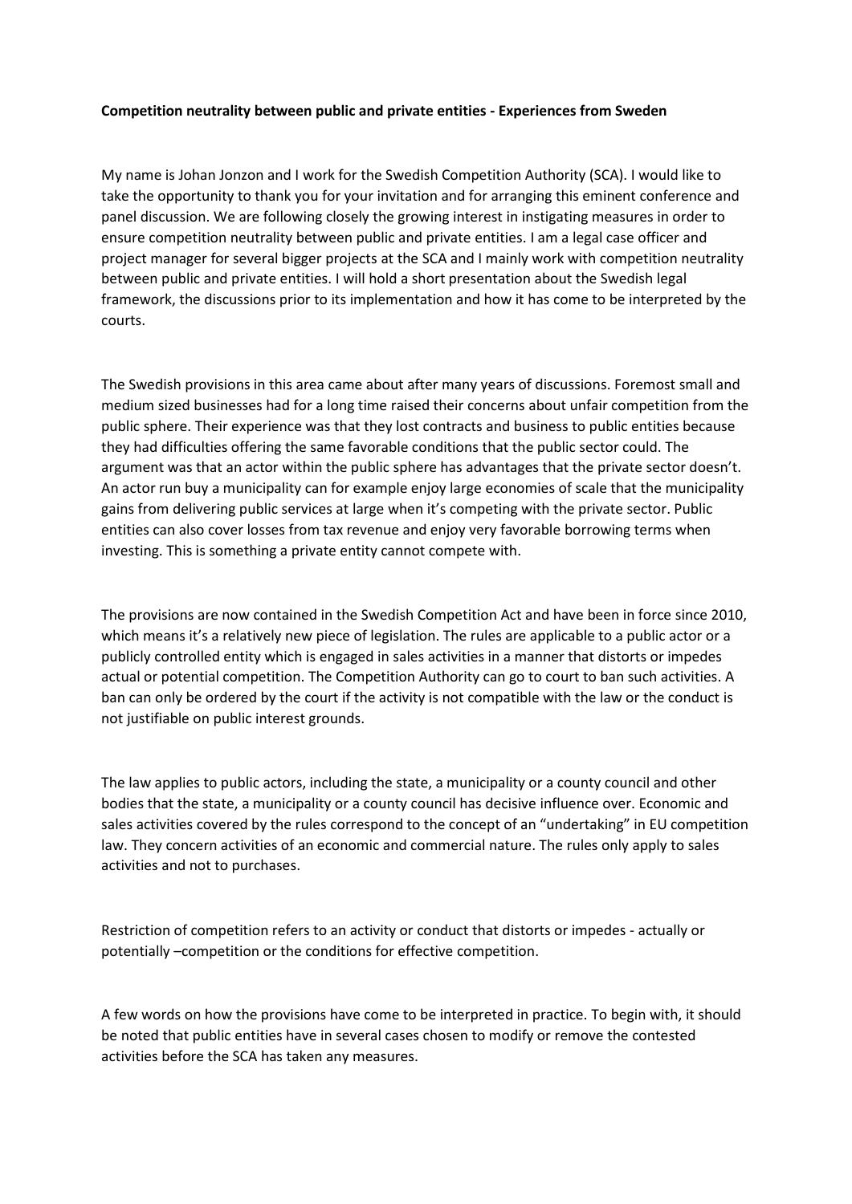**Competition neutrality between public and private entities - Experiences from Sweden**

My name is Johan Jonzon and I work for the Swedish Competition Authority (SCA). I would like to take the opportunity to thank you for your invitation and for arranging this eminent conference and panel discussion. We are following closely the growing interest in instigating measures in order to ensure competition neutrality between public and private entities. I am a legal case officer and project manager for several bigger projects at the SCA and I mainly work with competition neutrality between public and private entities. I will hold a short presentation about the Swedish legal framework, the discussions prior to its implementation and how it has come to be interpreted by the courts.

The Swedish provisions in this area came about after many years of discussions. Foremost small and medium sized businesses had for a long time raised their concerns about unfair competition from the public sphere. Their experience was that they lost contracts and business to public entities because they had difficulties offering the same favorable conditions that the public sector could. The argument was that an actor within the public sphere has advantages that the private sector doesn't. An actor run buy a municipality can for example enjoy large economies of scale that the municipality gains from delivering public services at large when it's competing with the private sector. Public entities can also cover losses from tax revenue and enjoy very favorable borrowing terms when investing. This is something a private entity cannot compete with.

The provisions are now contained in the Swedish Competition Act and have been in force since 2010, which means it's a relatively new piece of legislation. The rules are applicable to a public actor or a publicly controlled entity which is engaged in sales activities in a manner that distorts or impedes actual or potential competition. The Competition Authority can go to court to ban such activities. A ban can only be ordered by the court if the activity is not compatible with the law or the conduct is not justifiable on public interest grounds.

The law applies to public actors, including the state, a municipality or a county council and other bodies that the state, a municipality or a county council has decisive influence over. Economic and sales activities covered by the rules correspond to the concept of an "undertaking" in EU competition law. They concern activities of an economic and commercial nature. The rules only apply to sales activities and not to purchases.

Restriction of competition refers to an activity or conduct that distorts or impedes - actually or potentially –competition or the conditions for effective competition.

A few words on how the provisions have come to be interpreted in practice. To begin with, it should be noted that public entities have in several cases chosen to modify or remove the contested activities before the SCA has taken any measures.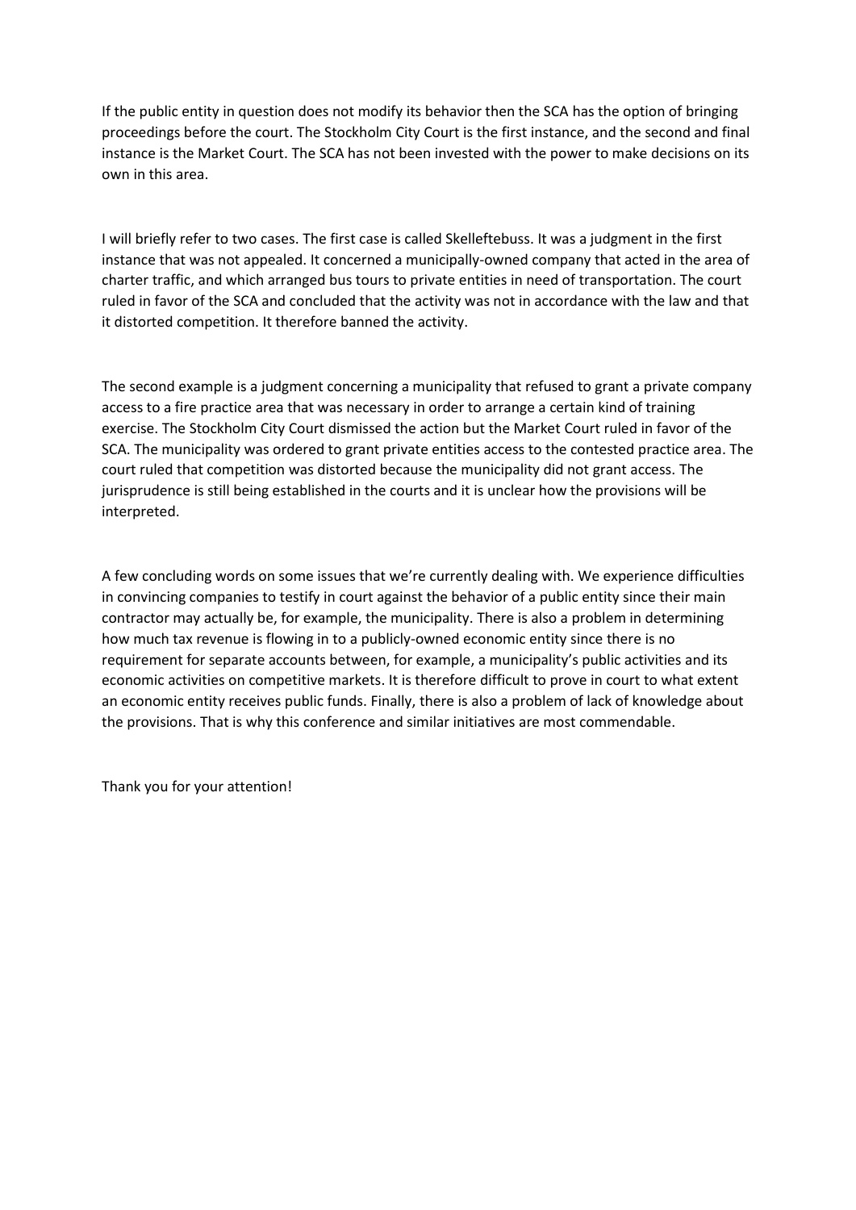If the public entity in question does not modify its behavior then the SCA has the option of bringing proceedings before the court. The Stockholm City Court is the first instance, and the second and final instance is the Market Court. The SCA has not been invested with the power to make decisions on its own in this area.

I will briefly refer to two cases. The first case is called Skelleftebuss. It was a judgment in the first instance that was not appealed. It concerned a municipally-owned company that acted in the area of charter traffic, and which arranged bus tours to private entities in need of transportation. The court ruled in favor of the SCA and concluded that the activity was not in accordance with the law and that it distorted competition. It therefore banned the activity.

The second example is a judgment concerning a municipality that refused to grant a private company access to a fire practice area that was necessary in order to arrange a certain kind of training exercise. The Stockholm City Court dismissed the action but the Market Court ruled in favor of the SCA. The municipality was ordered to grant private entities access to the contested practice area. The court ruled that competition was distorted because the municipality did not grant access. The jurisprudence is still being established in the courts and it is unclear how the provisions will be interpreted.

A few concluding words on some issues that we're currently dealing with. We experience difficulties in convincing companies to testify in court against the behavior of a public entity since their main contractor may actually be, for example, the municipality. There is also a problem in determining how much tax revenue is flowing in to a publicly-owned economic entity since there is no requirement for separate accounts between, for example, a municipality's public activities and its economic activities on competitive markets. It is therefore difficult to prove in court to what extent an economic entity receives public funds. Finally, there is also a problem of lack of knowledge about the provisions. That is why this conference and similar initiatives are most commendable.

Thank you for your attention!